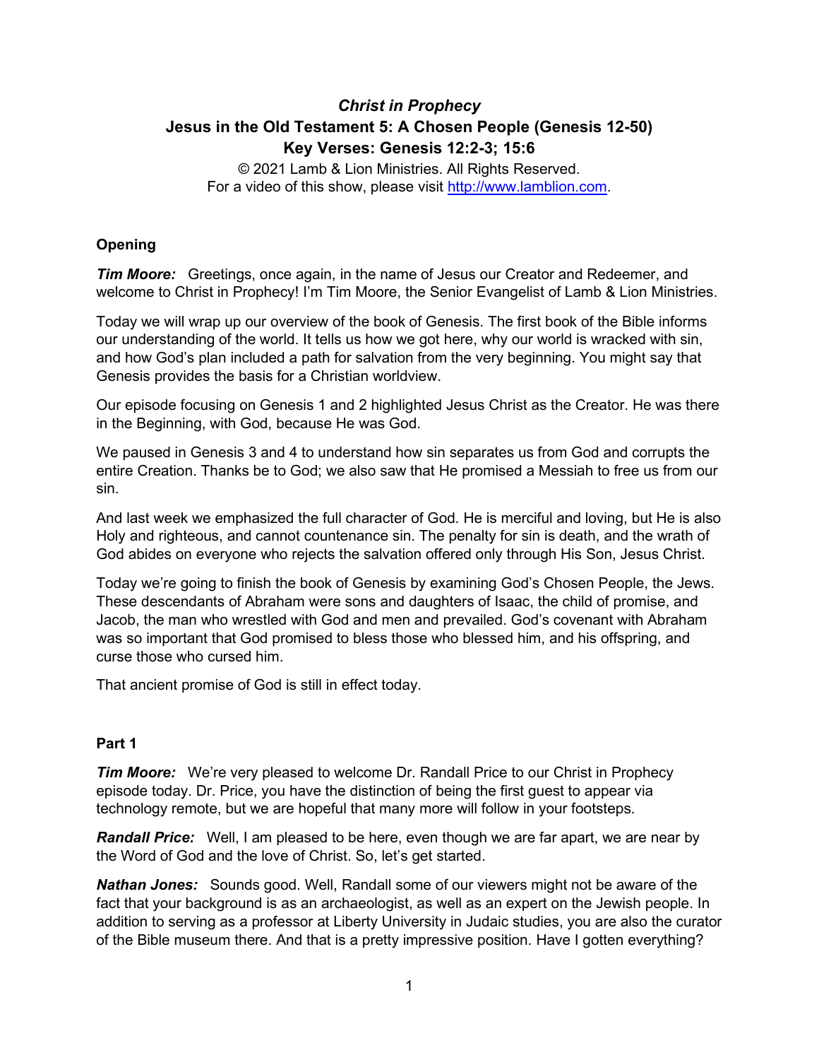# *Christ in Prophecy*

## Jesus in the Old Testament 5: A Chosen People (Genesis 12-50)

## Key Verses: Genesis 12:2-3; 15:6

© 2021 Lamb & Lion Ministries. All Rights Reserved.
For a video of this show, please visit http://www.lamblion.com.

### Opening

***Tim Moore:*** Greetings, once again, in the name of Jesus our Creator and Redeemer, and welcome to Christ in Prophecy! I'm Tim Moore, the Senior Evangelist of Lamb & Lion Ministries.

Today we will wrap up our overview of the book of Genesis. The first book of the Bible informs our understanding of the world. It tells us how we got here, why our world is wracked with sin, and how God's plan included a path for salvation from the very beginning. You might say that Genesis provides the basis for a Christian worldview.

Our episode focusing on Genesis 1 and 2 highlighted Jesus Christ as the Creator. He was there in the Beginning, with God, because He was God.

We paused in Genesis 3 and 4 to understand how sin separates us from God and corrupts the entire Creation. Thanks be to God; we also saw that He promised a Messiah to free us from our sin.

And last week we emphasized the full character of God. He is merciful and loving, but He is also Holy and righteous, and cannot countenance sin. The penalty for sin is death, and the wrath of God abides on everyone who rejects the salvation offered only through His Son, Jesus Christ.

Today we're going to finish the book of Genesis by examining God's Chosen People, the Jews. These descendants of Abraham were sons and daughters of Isaac, the child of promise, and Jacob, the man who wrestled with God and men and prevailed. God's covenant with Abraham was so important that God promised to bless those who blessed him, and his offspring, and curse those who cursed him.

That ancient promise of God is still in effect today.

### Part 1

***Tim Moore:*** We're very pleased to welcome Dr. Randall Price to our Christ in Prophecy episode today. Dr. Price, you have the distinction of being the first guest to appear via technology remote, but we are hopeful that many more will follow in your footsteps.

***Randall Price:*** Well, I am pleased to be here, even though we are far apart, we are near by the Word of God and the love of Christ. So, let's get started.

***Nathan Jones:*** Sounds good. Well, Randall some of our viewers might not be aware of the fact that your background is as an archaeologist, as well as an expert on the Jewish people. In addition to serving as a professor at Liberty University in Judaic studies, you are also the curator of the Bible museum there. And that is a pretty impressive position. Have I gotten everything?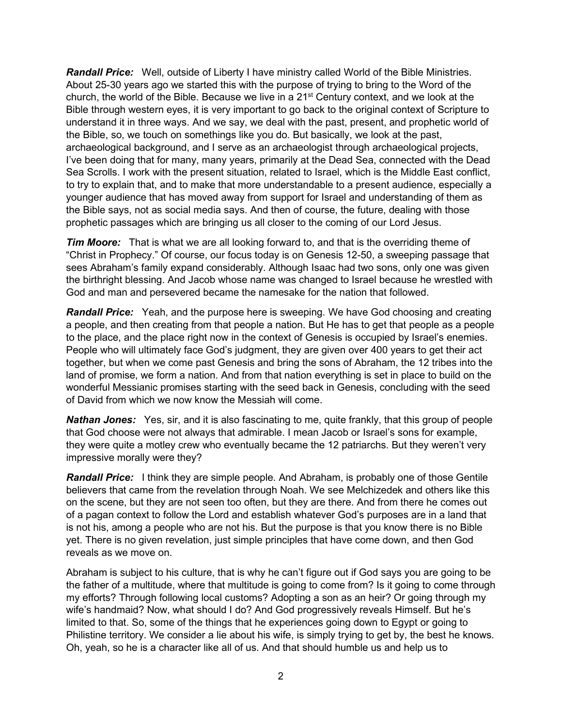***Randall Price:*** Well, outside of Liberty I have ministry called World of the Bible Ministries. About 25-30 years ago we started this with the purpose of trying to bring to the Word of the church, the world of the Bible. Because we live in a 21st Century context, and we look at the Bible through western eyes, it is very important to go back to the original context of Scripture to understand it in three ways. And we say, we deal with the past, present, and prophetic world of the Bible, so, we touch on somethings like you do. But basically, we look at the past, archaeological background, and I serve as an archaeologist through archaeological projects, I've been doing that for many, many years, primarily at the Dead Sea, connected with the Dead Sea Scrolls. I work with the present situation, related to Israel, which is the Middle East conflict, to try to explain that, and to make that more understandable to a present audience, especially a younger audience that has moved away from support for Israel and understanding of them as the Bible says, not as social media says. And then of course, the future, dealing with those prophetic passages which are bringing us all closer to the coming of our Lord Jesus.

***Tim Moore:*** That is what we are all looking forward to, and that is the overriding theme of "Christ in Prophecy." Of course, our focus today is on Genesis 12-50, a sweeping passage that sees Abraham's family expand considerably. Although Isaac had two sons, only one was given the birthright blessing. And Jacob whose name was changed to Israel because he wrestled with God and man and persevered became the namesake for the nation that followed.

***Randall Price:*** Yeah, and the purpose here is sweeping. We have God choosing and creating a people, and then creating from that people a nation. But He has to get that people as a people to the place, and the place right now in the context of Genesis is occupied by Israel's enemies. People who will ultimately face God's judgment, they are given over 400 years to get their act together, but when we come past Genesis and bring the sons of Abraham, the 12 tribes into the land of promise, we form a nation. And from that nation everything is set in place to build on the wonderful Messianic promises starting with the seed back in Genesis, concluding with the seed of David from which we now know the Messiah will come.

***Nathan Jones:*** Yes, sir, and it is also fascinating to me, quite frankly, that this group of people that God choose were not always that admirable. I mean Jacob or Israel's sons for example, they were quite a motley crew who eventually became the 12 patriarchs. But they weren't very impressive morally were they?

***Randall Price:*** I think they are simple people. And Abraham, is probably one of those Gentile believers that came from the revelation through Noah. We see Melchizedek and others like this on the scene, but they are not seen too often, but they are there. And from there he comes out of a pagan context to follow the Lord and establish whatever God's purposes are in a land that is not his, among a people who are not his. But the purpose is that you know there is no Bible yet. There is no given revelation, just simple principles that have come down, and then God reveals as we move on.

Abraham is subject to his culture, that is why he can't figure out if God says you are going to be the father of a multitude, where that multitude is going to come from? Is it going to come through my efforts? Through following local customs? Adopting a son as an heir? Or going through my wife's handmaid? Now, what should I do? And God progressively reveals Himself. But he's limited to that. So, some of the things that he experiences going down to Egypt or going to Philistine territory. We consider a lie about his wife, is simply trying to get by, the best he knows. Oh, yeah, so he is a character like all of us. And that should humble us and help us to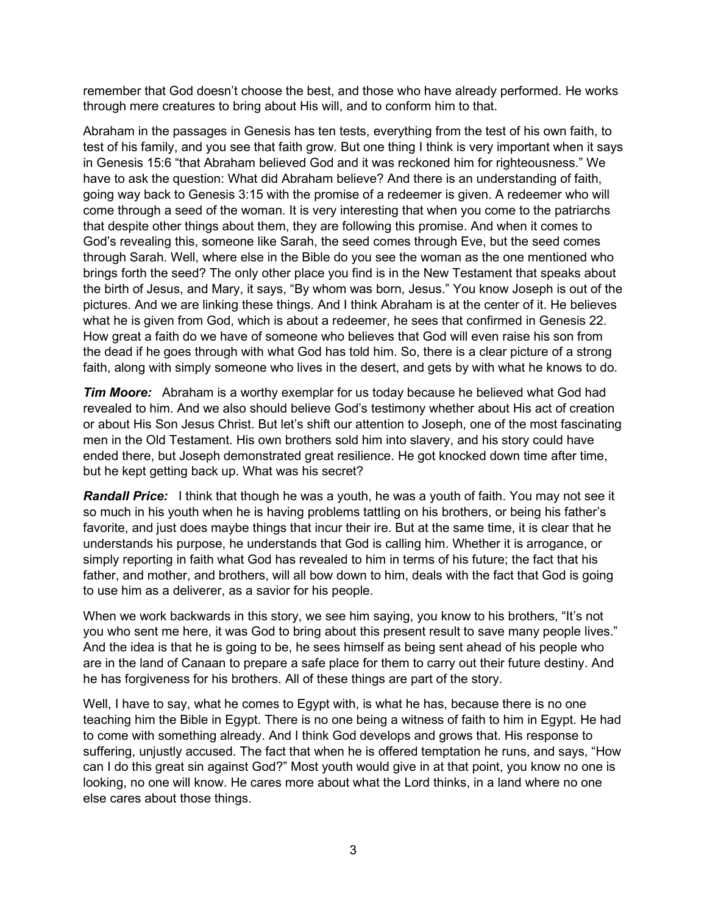remember that God doesn't choose the best, and those who have already performed. He works through mere creatures to bring about His will, and to conform him to that.

Abraham in the passages in Genesis has ten tests, everything from the test of his own faith, to test of his family, and you see that faith grow. But one thing I think is very important when it says in Genesis 15:6 "that Abraham believed God and it was reckoned him for righteousness." We have to ask the question: What did Abraham believe? And there is an understanding of faith, going way back to Genesis 3:15 with the promise of a redeemer is given. A redeemer who will come through a seed of the woman. It is very interesting that when you come to the patriarchs that despite other things about them, they are following this promise. And when it comes to God's revealing this, someone like Sarah, the seed comes through Eve, but the seed comes through Sarah. Well, where else in the Bible do you see the woman as the one mentioned who brings forth the seed? The only other place you find is in the New Testament that speaks about the birth of Jesus, and Mary, it says, "By whom was born, Jesus." You know Joseph is out of the pictures. And we are linking these things. And I think Abraham is at the center of it. He believes what he is given from God, which is about a redeemer, he sees that confirmed in Genesis 22. How great a faith do we have of someone who believes that God will even raise his son from the dead if he goes through with what God has told him. So, there is a clear picture of a strong faith, along with simply someone who lives in the desert, and gets by with what he knows to do.

***Tim Moore:*** Abraham is a worthy exemplar for us today because he believed what God had revealed to him. And we also should believe God's testimony whether about His act of creation or about His Son Jesus Christ. But let's shift our attention to Joseph, one of the most fascinating men in the Old Testament. His own brothers sold him into slavery, and his story could have ended there, but Joseph demonstrated great resilience. He got knocked down time after time, but he kept getting back up. What was his secret?

***Randall Price:*** I think that though he was a youth, he was a youth of faith. You may not see it so much in his youth when he is having problems tattling on his brothers, or being his father's favorite, and just does maybe things that incur their ire. But at the same time, it is clear that he understands his purpose, he understands that God is calling him. Whether it is arrogance, or simply reporting in faith what God has revealed to him in terms of his future; the fact that his father, and mother, and brothers, will all bow down to him, deals with the fact that God is going to use him as a deliverer, as a savior for his people.

When we work backwards in this story, we see him saying, you know to his brothers, "It's not you who sent me here, it was God to bring about this present result to save many people lives." And the idea is that he is going to be, he sees himself as being sent ahead of his people who are in the land of Canaan to prepare a safe place for them to carry out their future destiny. And he has forgiveness for his brothers. All of these things are part of the story.

Well, I have to say, what he comes to Egypt with, is what he has, because there is no one teaching him the Bible in Egypt. There is no one being a witness of faith to him in Egypt. He had to come with something already. And I think God develops and grows that. His response to suffering, unjustly accused. The fact that when he is offered temptation he runs, and says, "How can I do this great sin against God?" Most youth would give in at that point, you know no one is looking, no one will know. He cares more about what the Lord thinks, in a land where no one else cares about those things.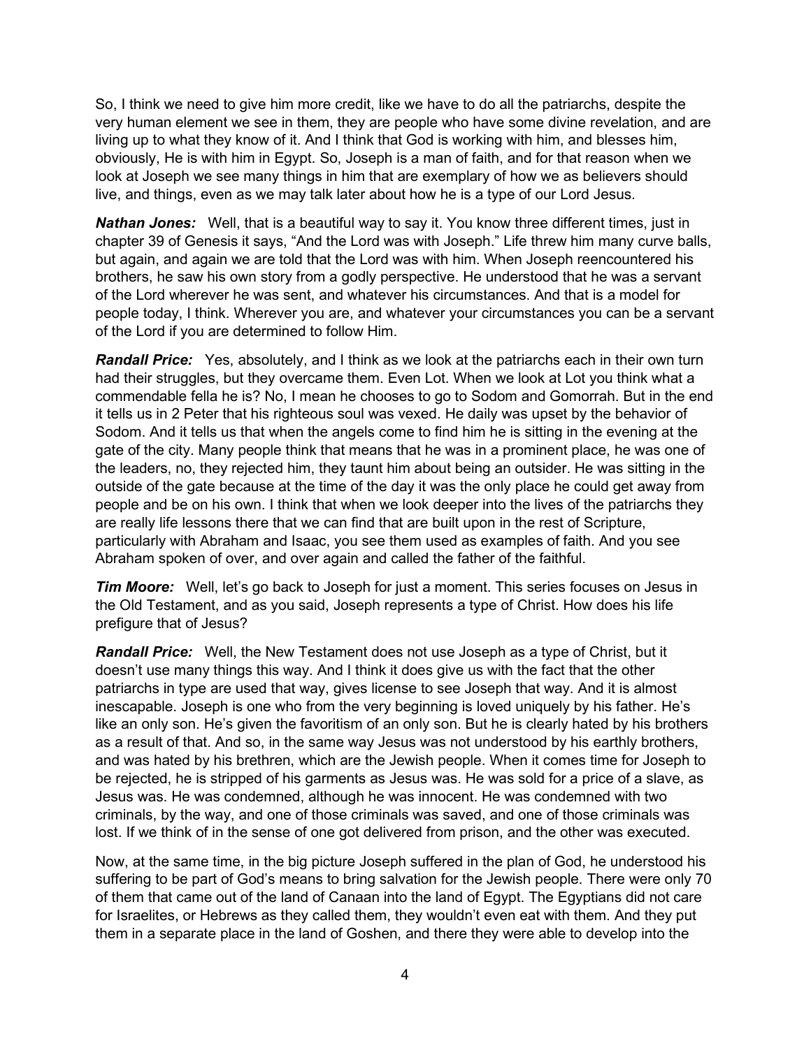So, I think we need to give him more credit, like we have to do all the patriarchs, despite the very human element we see in them, they are people who have some divine revelation, and are living up to what they know of it. And I think that God is working with him, and blesses him, obviously, He is with him in Egypt. So, Joseph is a man of faith, and for that reason when we look at Joseph we see many things in him that are exemplary of how we as believers should live, and things, even as we may talk later about how he is a type of our Lord Jesus.

***Nathan Jones:*** Well, that is a beautiful way to say it. You know three different times, just in chapter 39 of Genesis it says, "And the Lord was with Joseph." Life threw him many curve balls, but again, and again we are told that the Lord was with him. When Joseph reencountered his brothers, he saw his own story from a godly perspective. He understood that he was a servant of the Lord wherever he was sent, and whatever his circumstances. And that is a model for people today, I think. Wherever you are, and whatever your circumstances you can be a servant of the Lord if you are determined to follow Him.

***Randall Price:*** Yes, absolutely, and I think as we look at the patriarchs each in their own turn had their struggles, but they overcame them. Even Lot. When we look at Lot you think what a commendable fella he is? No, I mean he chooses to go to Sodom and Gomorrah. But in the end it tells us in 2 Peter that his righteous soul was vexed. He daily was upset by the behavior of Sodom. And it tells us that when the angels come to find him he is sitting in the evening at the gate of the city. Many people think that means that he was in a prominent place, he was one of the leaders, no, they rejected him, they taunt him about being an outsider. He was sitting in the outside of the gate because at the time of the day it was the only place he could get away from people and be on his own. I think that when we look deeper into the lives of the patriarchs they are really life lessons there that we can find that are built upon in the rest of Scripture, particularly with Abraham and Isaac, you see them used as examples of faith. And you see Abraham spoken of over, and over again and called the father of the faithful.

***Tim Moore:*** Well, let's go back to Joseph for just a moment. This series focuses on Jesus in the Old Testament, and as you said, Joseph represents a type of Christ. How does his life prefigure that of Jesus?

***Randall Price:*** Well, the New Testament does not use Joseph as a type of Christ, but it doesn't use many things this way. And I think it does give us with the fact that the other patriarchs in type are used that way, gives license to see Joseph that way. And it is almost inescapable. Joseph is one who from the very beginning is loved uniquely by his father. He's like an only son. He's given the favoritism of an only son. But he is clearly hated by his brothers as a result of that. And so, in the same way Jesus was not understood by his earthly brothers, and was hated by his brethren, which are the Jewish people. When it comes time for Joseph to be rejected, he is stripped of his garments as Jesus was. He was sold for a price of a slave, as Jesus was. He was condemned, although he was innocent. He was condemned with two criminals, by the way, and one of those criminals was saved, and one of those criminals was lost. If we think of in the sense of one got delivered from prison, and the other was executed.

Now, at the same time, in the big picture Joseph suffered in the plan of God, he understood his suffering to be part of God's means to bring salvation for the Jewish people. There were only 70 of them that came out of the land of Canaan into the land of Egypt. The Egyptians did not care for Israelites, or Hebrews as they called them, they wouldn't even eat with them. And they put them in a separate place in the land of Goshen, and there they were able to develop into the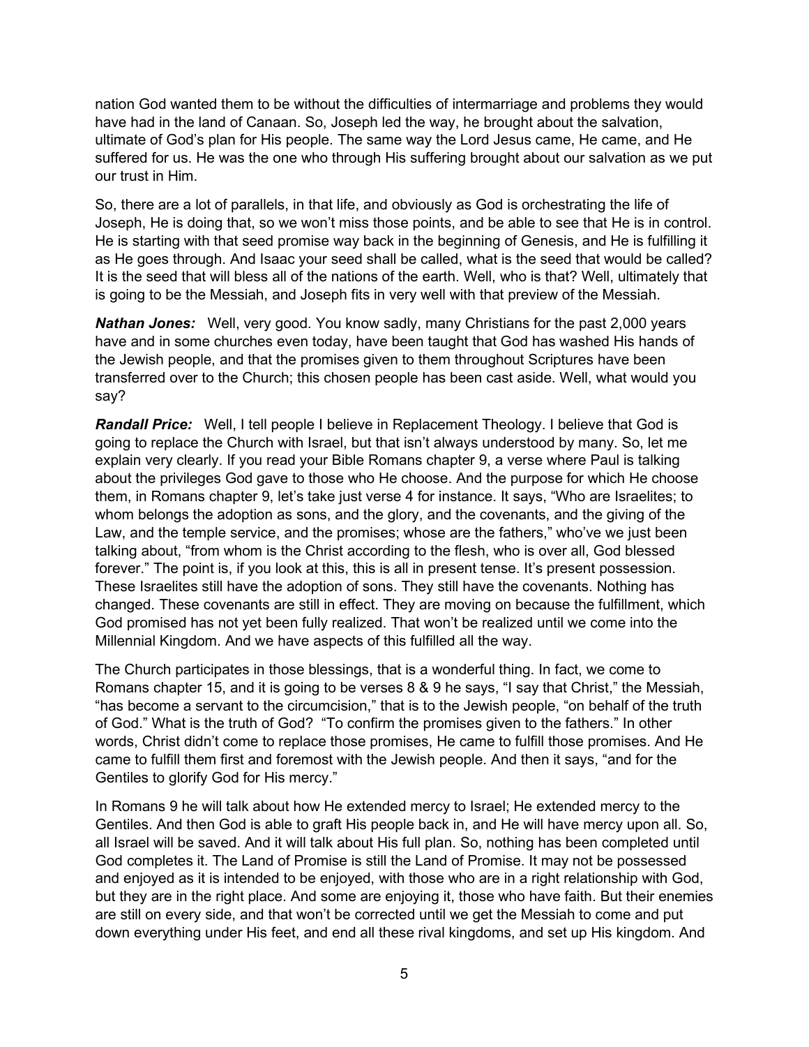nation God wanted them to be without the difficulties of intermarriage and problems they would have had in the land of Canaan. So, Joseph led the way, he brought about the salvation, ultimate of God's plan for His people. The same way the Lord Jesus came, He came, and He suffered for us. He was the one who through His suffering brought about our salvation as we put our trust in Him.

So, there are a lot of parallels, in that life, and obviously as God is orchestrating the life of Joseph, He is doing that, so we won't miss those points, and be able to see that He is in control. He is starting with that seed promise way back in the beginning of Genesis, and He is fulfilling it as He goes through. And Isaac your seed shall be called, what is the seed that would be called? It is the seed that will bless all of the nations of the earth. Well, who is that? Well, ultimately that is going to be the Messiah, and Joseph fits in very well with that preview of the Messiah.

***Nathan Jones:*** Well, very good. You know sadly, many Christians for the past 2,000 years have and in some churches even today, have been taught that God has washed His hands of the Jewish people, and that the promises given to them throughout Scriptures have been transferred over to the Church; this chosen people has been cast aside. Well, what would you say?

***Randall Price:*** Well, I tell people I believe in Replacement Theology. I believe that God is going to replace the Church with Israel, but that isn't always understood by many. So, let me explain very clearly. If you read your Bible Romans chapter 9, a verse where Paul is talking about the privileges God gave to those who He choose. And the purpose for which He choose them, in Romans chapter 9, let's take just verse 4 for instance. It says, "Who are Israelites; to whom belongs the adoption as sons, and the glory, and the covenants, and the giving of the Law, and the temple service, and the promises; whose are the fathers," who've we just been talking about, "from whom is the Christ according to the flesh, who is over all, God blessed forever." The point is, if you look at this, this is all in present tense. It's present possession. These Israelites still have the adoption of sons. They still have the covenants. Nothing has changed. These covenants are still in effect. They are moving on because the fulfillment, which God promised has not yet been fully realized. That won't be realized until we come into the Millennial Kingdom. And we have aspects of this fulfilled all the way.

The Church participates in those blessings, that is a wonderful thing. In fact, we come to Romans chapter 15, and it is going to be verses 8 & 9 he says, "I say that Christ," the Messiah, "has become a servant to the circumcision," that is to the Jewish people, "on behalf of the truth of God." What is the truth of God? "To confirm the promises given to the fathers." In other words, Christ didn't come to replace those promises, He came to fulfill those promises. And He came to fulfill them first and foremost with the Jewish people. And then it says, "and for the Gentiles to glorify God for His mercy."

In Romans 9 he will talk about how He extended mercy to Israel; He extended mercy to the Gentiles. And then God is able to graft His people back in, and He will have mercy upon all. So, all Israel will be saved. And it will talk about His full plan. So, nothing has been completed until God completes it. The Land of Promise is still the Land of Promise. It may not be possessed and enjoyed as it is intended to be enjoyed, with those who are in a right relationship with God, but they are in the right place. And some are enjoying it, those who have faith. But their enemies are still on every side, and that won't be corrected until we get the Messiah to come and put down everything under His feet, and end all these rival kingdoms, and set up His kingdom. And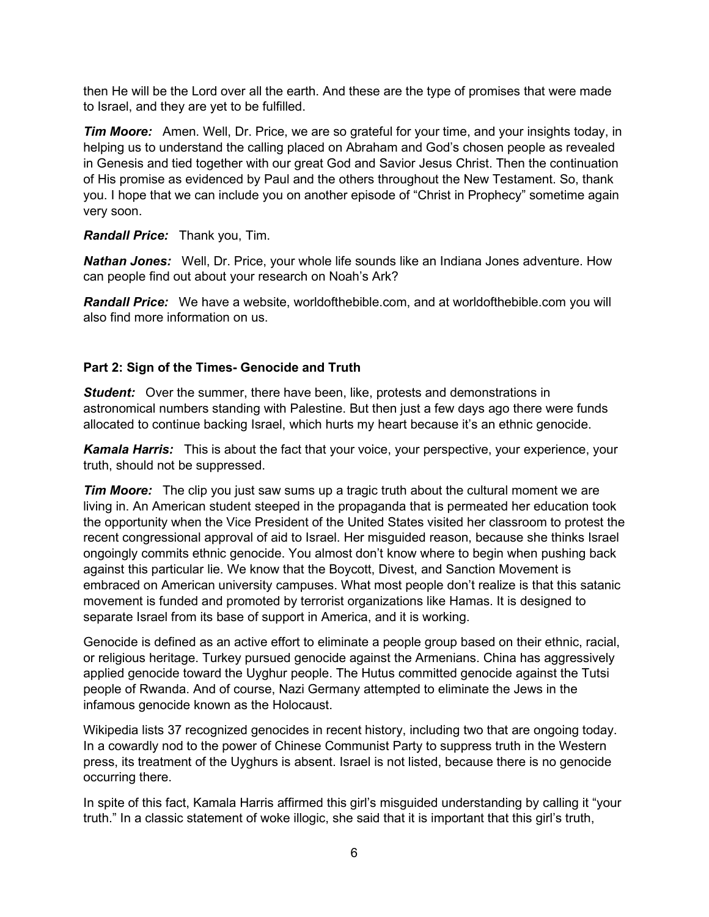then He will be the Lord over all the earth. And these are the type of promises that were made to Israel, and they are yet to be fulfilled.

***Tim Moore:*** Amen. Well, Dr. Price, we are so grateful for your time, and your insights today, in helping us to understand the calling placed on Abraham and God's chosen people as revealed in Genesis and tied together with our great God and Savior Jesus Christ. Then the continuation of His promise as evidenced by Paul and the others throughout the New Testament. So, thank you. I hope that we can include you on another episode of "Christ in Prophecy" sometime again very soon.

***Randall Price:*** Thank you, Tim.

***Nathan Jones:*** Well, Dr. Price, your whole life sounds like an Indiana Jones adventure. How can people find out about your research on Noah's Ark?

***Randall Price:*** We have a website, worldofthebible.com, and at worldofthebible.com you will also find more information on us.

### Part 2: Sign of the Times- Genocide and Truth

***Student:*** Over the summer, there have been, like, protests and demonstrations in astronomical numbers standing with Palestine. But then just a few days ago there were funds allocated to continue backing Israel, which hurts my heart because it's an ethnic genocide.

***Kamala Harris:*** This is about the fact that your voice, your perspective, your experience, your truth, should not be suppressed.

***Tim Moore:*** The clip you just saw sums up a tragic truth about the cultural moment we are living in. An American student steeped in the propaganda that is permeated her education took the opportunity when the Vice President of the United States visited her classroom to protest the recent congressional approval of aid to Israel. Her misguided reason, because she thinks Israel ongoingly commits ethnic genocide. You almost don't know where to begin when pushing back against this particular lie. We know that the Boycott, Divest, and Sanction Movement is embraced on American university campuses. What most people don't realize is that this satanic movement is funded and promoted by terrorist organizations like Hamas. It is designed to separate Israel from its base of support in America, and it is working.

Genocide is defined as an active effort to eliminate a people group based on their ethnic, racial, or religious heritage. Turkey pursued genocide against the Armenians. China has aggressively applied genocide toward the Uyghur people. The Hutus committed genocide against the Tutsi people of Rwanda. And of course, Nazi Germany attempted to eliminate the Jews in the infamous genocide known as the Holocaust.

Wikipedia lists 37 recognized genocides in recent history, including two that are ongoing today. In a cowardly nod to the power of Chinese Communist Party to suppress truth in the Western press, its treatment of the Uyghurs is absent. Israel is not listed, because there is no genocide occurring there.

In spite of this fact, Kamala Harris affirmed this girl's misguided understanding by calling it "your truth." In a classic statement of woke illogic, she said that it is important that this girl's truth,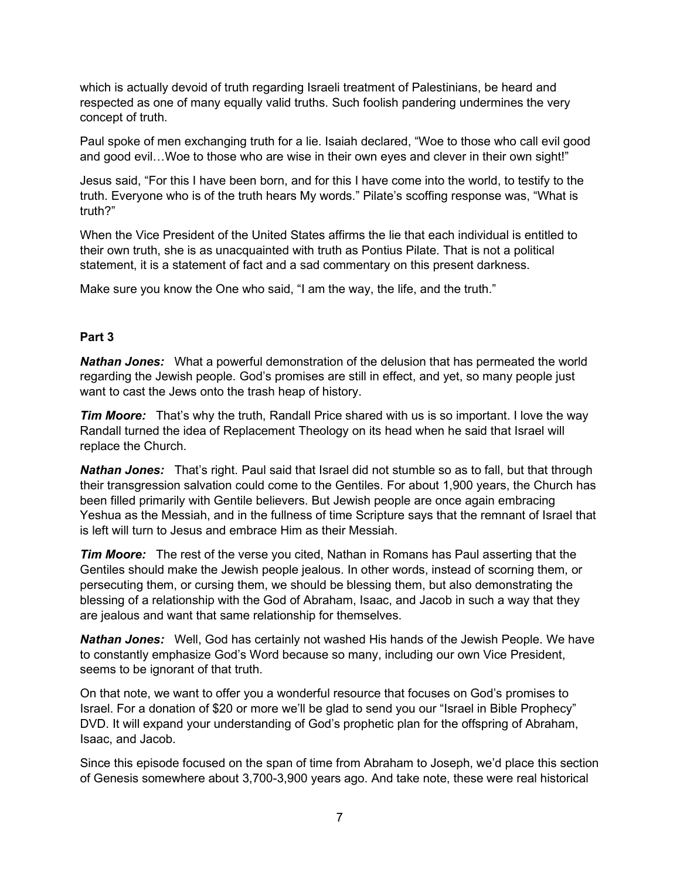which is actually devoid of truth regarding Israeli treatment of Palestinians, be heard and respected as one of many equally valid truths. Such foolish pandering undermines the very concept of truth.

Paul spoke of men exchanging truth for a lie. Isaiah declared, "Woe to those who call evil good and good evil…Woe to those who are wise in their own eyes and clever in their own sight!"

Jesus said, "For this I have been born, and for this I have come into the world, to testify to the truth. Everyone who is of the truth hears My words." Pilate's scoffing response was, "What is truth?"

When the Vice President of the United States affirms the lie that each individual is entitled to their own truth, she is as unacquainted with truth as Pontius Pilate. That is not a political statement, it is a statement of fact and a sad commentary on this present darkness.

Make sure you know the One who said, "I am the way, the life, and the truth."

**Part 3**

***Nathan Jones:*** What a powerful demonstration of the delusion that has permeated the world regarding the Jewish people. God's promises are still in effect, and yet, so many people just want to cast the Jews onto the trash heap of history.

***Tim Moore:*** That's why the truth, Randall Price shared with us is so important. I love the way Randall turned the idea of Replacement Theology on its head when he said that Israel will replace the Church.

***Nathan Jones:*** That's right. Paul said that Israel did not stumble so as to fall, but that through their transgression salvation could come to the Gentiles. For about 1,900 years, the Church has been filled primarily with Gentile believers. But Jewish people are once again embracing Yeshua as the Messiah, and in the fullness of time Scripture says that the remnant of Israel that is left will turn to Jesus and embrace Him as their Messiah.

***Tim Moore:*** The rest of the verse you cited, Nathan in Romans has Paul asserting that the Gentiles should make the Jewish people jealous. In other words, instead of scorning them, or persecuting them, or cursing them, we should be blessing them, but also demonstrating the blessing of a relationship with the God of Abraham, Isaac, and Jacob in such a way that they are jealous and want that same relationship for themselves.

***Nathan Jones:*** Well, God has certainly not washed His hands of the Jewish People. We have to constantly emphasize God's Word because so many, including our own Vice President, seems to be ignorant of that truth.

On that note, we want to offer you a wonderful resource that focuses on God's promises to Israel. For a donation of $20 or more we'll be glad to send you our "Israel in Bible Prophecy" DVD. It will expand your understanding of God's prophetic plan for the offspring of Abraham, Isaac, and Jacob.

Since this episode focused on the span of time from Abraham to Joseph, we'd place this section of Genesis somewhere about 3,700-3,900 years ago. And take note, these were real historical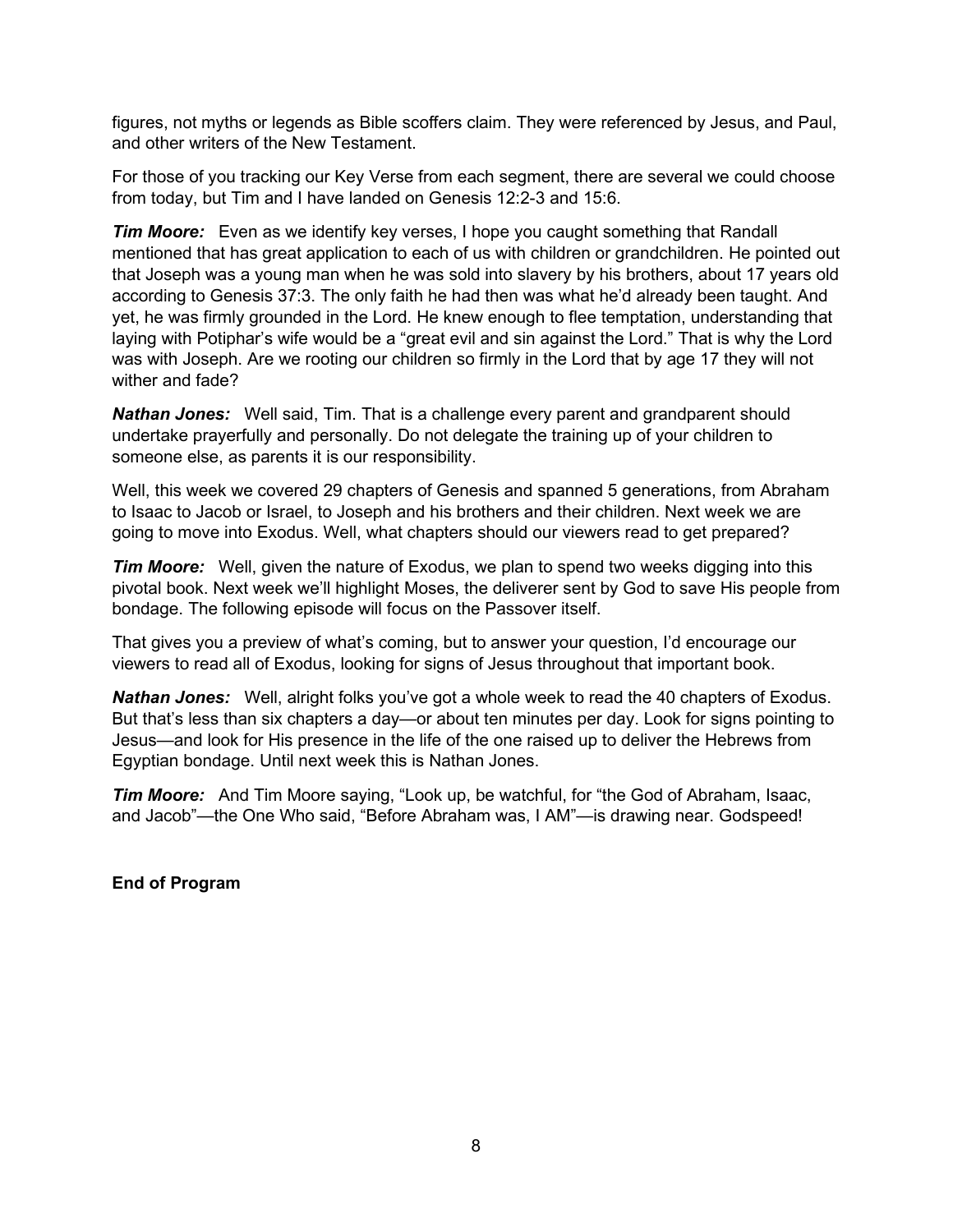figures, not myths or legends as Bible scoffers claim. They were referenced by Jesus, and Paul, and other writers of the New Testament.

For those of you tracking our Key Verse from each segment, there are several we could choose from today, but Tim and I have landed on Genesis 12:2-3 and 15:6.

***Tim Moore:*** Even as we identify key verses, I hope you caught something that Randall mentioned that has great application to each of us with children or grandchildren. He pointed out that Joseph was a young man when he was sold into slavery by his brothers, about 17 years old according to Genesis 37:3. The only faith he had then was what he'd already been taught. And yet, he was firmly grounded in the Lord. He knew enough to flee temptation, understanding that laying with Potiphar's wife would be a "great evil and sin against the Lord." That is why the Lord was with Joseph. Are we rooting our children so firmly in the Lord that by age 17 they will not wither and fade?

***Nathan Jones:*** Well said, Tim. That is a challenge every parent and grandparent should undertake prayerfully and personally. Do not delegate the training up of your children to someone else, as parents it is our responsibility.

Well, this week we covered 29 chapters of Genesis and spanned 5 generations, from Abraham to Isaac to Jacob or Israel, to Joseph and his brothers and their children. Next week we are going to move into Exodus. Well, what chapters should our viewers read to get prepared?

***Tim Moore:*** Well, given the nature of Exodus, we plan to spend two weeks digging into this pivotal book. Next week we'll highlight Moses, the deliverer sent by God to save His people from bondage. The following episode will focus on the Passover itself.

That gives you a preview of what's coming, but to answer your question, I'd encourage our viewers to read all of Exodus, looking for signs of Jesus throughout that important book.

***Nathan Jones:*** Well, alright folks you've got a whole week to read the 40 chapters of Exodus. But that's less than six chapters a day—or about ten minutes per day. Look for signs pointing to Jesus—and look for His presence in the life of the one raised up to deliver the Hebrews from Egyptian bondage. Until next week this is Nathan Jones.

***Tim Moore:*** And Tim Moore saying, "Look up, be watchful, for "the God of Abraham, Isaac, and Jacob"—the One Who said, "Before Abraham was, I AM"—is drawing near. Godspeed!

**End of Program**